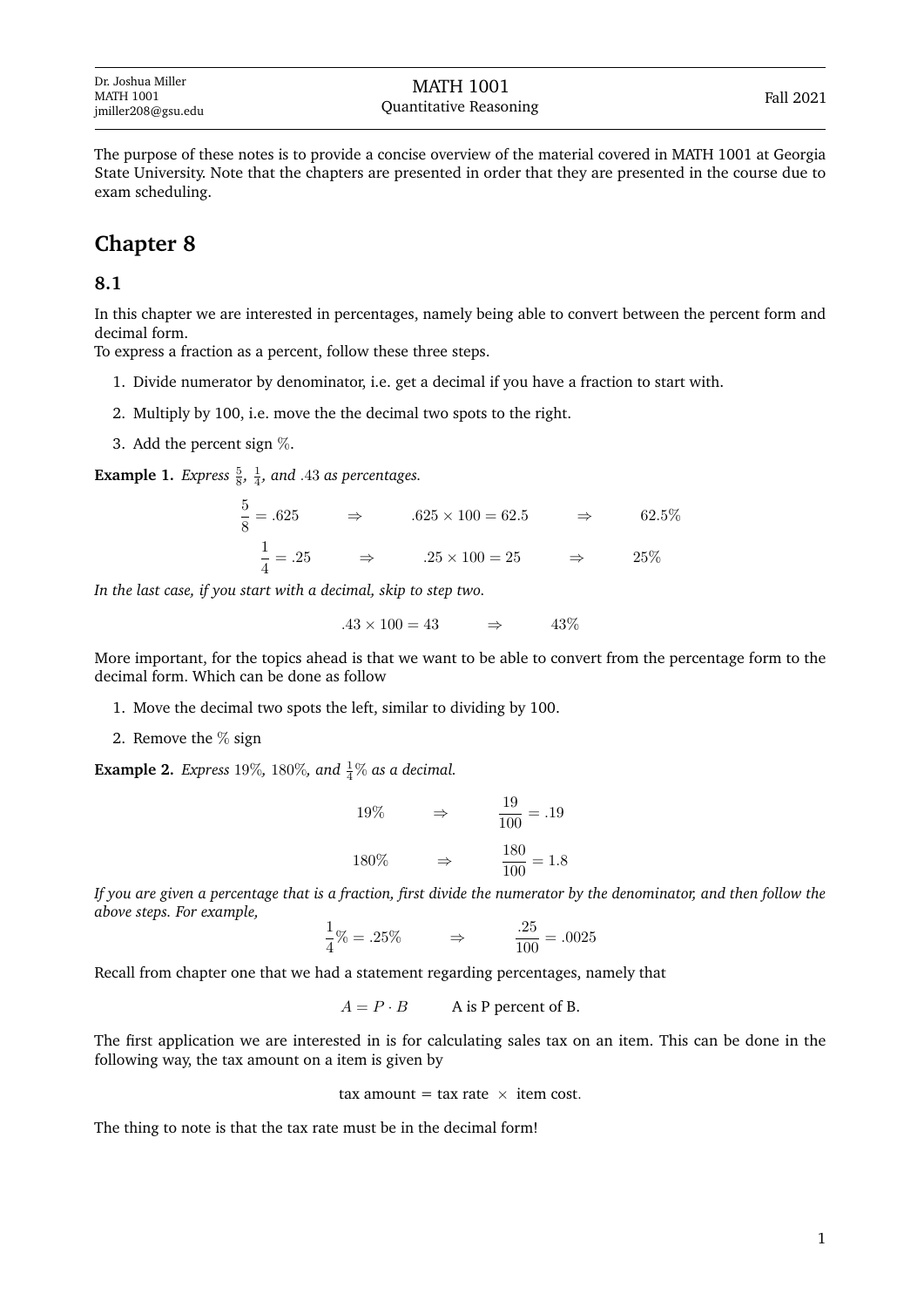| Dr. Joshua Miller<br>MATH 1001<br>jmiller208@gsu.edu | MATH 1001<br>Quantitative Reasoning | Fall 2021 |
|---|---|---|

The purpose of these notes is to provide a concise overview of the material covered in MATH 1001 at Georgia State University. Note that the chapters are presented in order that they are presented in the course due to exam scheduling.

# Chapter 8

## 8.1

In this chapter we are interested in percentages, namely being able to convert between the percent form and decimal form.
To express a fraction as a percent, follow these three steps.

1. Divide numerator by denominator, i.e. get a decimal if you have a fraction to start with.
2. Multiply by 100, i.e. move the the decimal two spots to the right.
3. Add the percent sign $\%$.

**Example 1.** *Express $\frac{5}{8}$, $\frac{1}{4}$, and $.43$ as percentages.*

$$\frac{5}{8} = .625 \qquad \Rightarrow \qquad .625 \times 100 = 62.5 \qquad \Rightarrow \qquad 62.5\%$$

$$\frac{1}{4} = .25 \qquad \Rightarrow \qquad .25 \times 100 = 25 \qquad \Rightarrow \qquad 25\%$$

*In the last case, if you start with a decimal, skip to step two.*

$$.43 \times 100 = 43 \qquad \Rightarrow \qquad 43\%$$

More important, for the topics ahead is that we want to be able to convert from the percentage form to the decimal form. Which can be done as follow

1. Move the decimal two spots the left, similar to dividing by 100.
2. Remove the $\%$ sign

**Example 2.** *Express $19\%$, $180\%$, and $\frac{1}{4}\%$ as a decimal.*

$$19\% \qquad \Rightarrow \qquad \frac{19}{100} = .19$$

$$180\% \qquad \Rightarrow \qquad \frac{180}{100} = 1.8$$

*If you are given a percentage that is a fraction, first divide the numerator by the denominator, and then follow the above steps. For example,*

$$\frac{1}{4}\% = .25\% \qquad \Rightarrow \qquad \frac{.25}{100} = .0025$$

Recall from chapter one that we had a statement regarding percentages, namely that

$$A = P \cdot B \qquad \text{A is P percent of B.}$$

The first application we are interested in is for calculating sales tax on an item. This can be done in the following way, the tax amount on a item is given by

$$\text{tax amount} = \text{tax rate} \times \text{item cost}.$$

The thing to note is that the tax rate must be in the decimal form!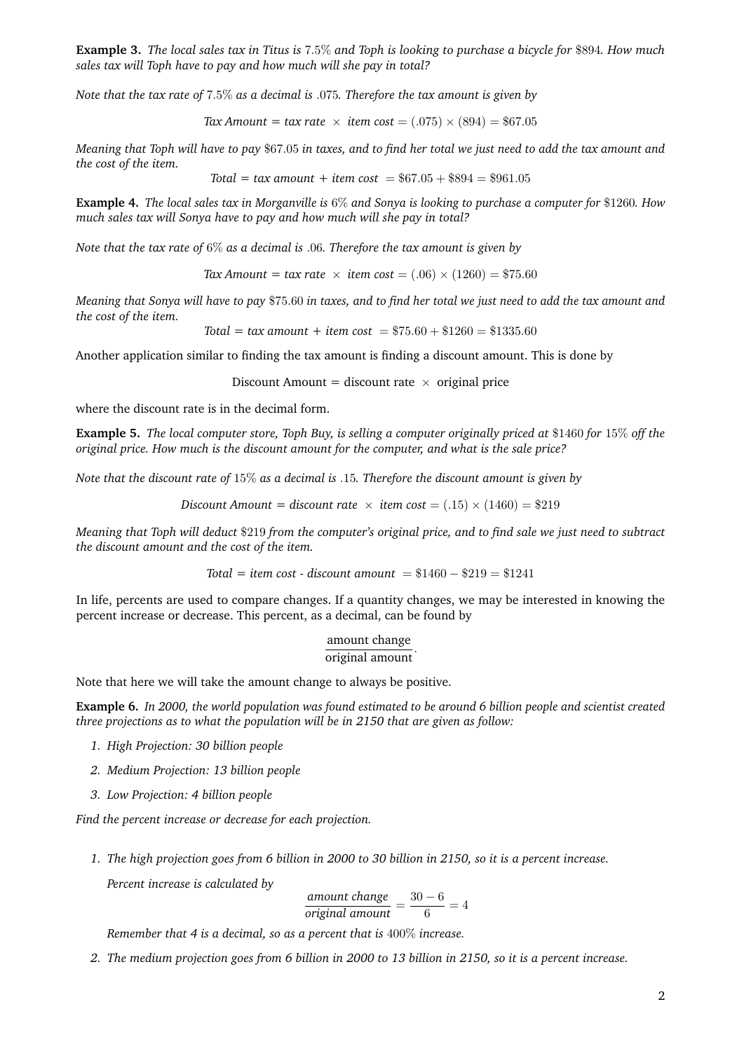**Example 3.** *The local sales tax in Titus is $7.5\%$ and Toph is looking to purchase a bicycle for $\$894$. How much sales tax will Toph have to pay and how much will she pay in total?*

*Note that the tax rate of $7.5\%$ as a decimal is $.075$. Therefore the tax amount is given by*

$$\textit{Tax Amount} = \textit{tax rate} \times \textit{item cost} = (.075) \times (894) = \$67.05$$

*Meaning that Toph will have to pay $\$67.05$ in taxes, and to find her total we just need to add the tax amount and the cost of the item.*

$$\textit{Total} = \textit{tax amount} + \textit{item cost} = \$67.05 + \$894 = \$961.05$$

**Example 4.** *The local sales tax in Morganville is $6\%$ and Sonya is looking to purchase a computer for $\$1260$. How much sales tax will Sonya have to pay and how much will she pay in total?*

*Note that the tax rate of $6\%$ as a decimal is $.06$. Therefore the tax amount is given by*

$$\textit{Tax Amount} = \textit{tax rate} \times \textit{item cost} = (.06) \times (1260) = \$75.60$$

*Meaning that Sonya will have to pay $\$75.60$ in taxes, and to find her total we just need to add the tax amount and the cost of the item.*

$$\textit{Total} = \textit{tax amount} + \textit{item cost} = \$75.60 + \$1260 = \$1335.60$$

Another application similar to finding the tax amount is finding a discount amount. This is done by

$$\text{Discount Amount} = \text{discount rate} \times \text{original price}$$

where the discount rate is in the decimal form.

**Example 5.** *The local computer store, Toph Buy, is selling a computer originally priced at $\$1460$ for $15\%$ off the original price. How much is the discount amount for the computer, and what is the sale price?*

*Note that the discount rate of $15\%$ as a decimal is $.15$. Therefore the discount amount is given by*

$$\textit{Discount Amount} = \textit{discount rate} \times \textit{item cost} = (.15) \times (1460) = \$219$$

*Meaning that Toph will deduct $\$219$ from the computer's original price, and to find sale we just need to subtract the discount amount and the cost of the item.*

$$\textit{Total} = \textit{item cost - discount amount} = \$1460 - \$219 = \$1241$$

In life, percents are used to compare changes. If a quantity changes, we may be interested in knowing the percent increase or decrease. This percent, as a decimal, can be found by

$$\frac{\text{amount change}}{\text{original amount}}.$$

Note that here we will take the amount change to always be positive.

**Example 6.** *In 2000, the world population was found estimated to be around 6 billion people and scientist created three projections as to what the population will be in 2150 that are given as follow:*

1. *High Projection: 30 billion people*
2. *Medium Projection: 13 billion people*
3. *Low Projection: 4 billion people*

*Find the percent increase or decrease for each projection.*

1. *The high projection goes from 6 billion in 2000 to 30 billion in 2150, so it is a percent increase.*

   *Percent increase is calculated by*

   $$\frac{\textit{amount change}}{\textit{original amount}} = \frac{30-6}{6} = 4$$

   *Remember that 4 is a decimal, so as a percent that is $400\%$ increase.*

2. *The medium projection goes from 6 billion in 2000 to 13 billion in 2150, so it is a percent increase.*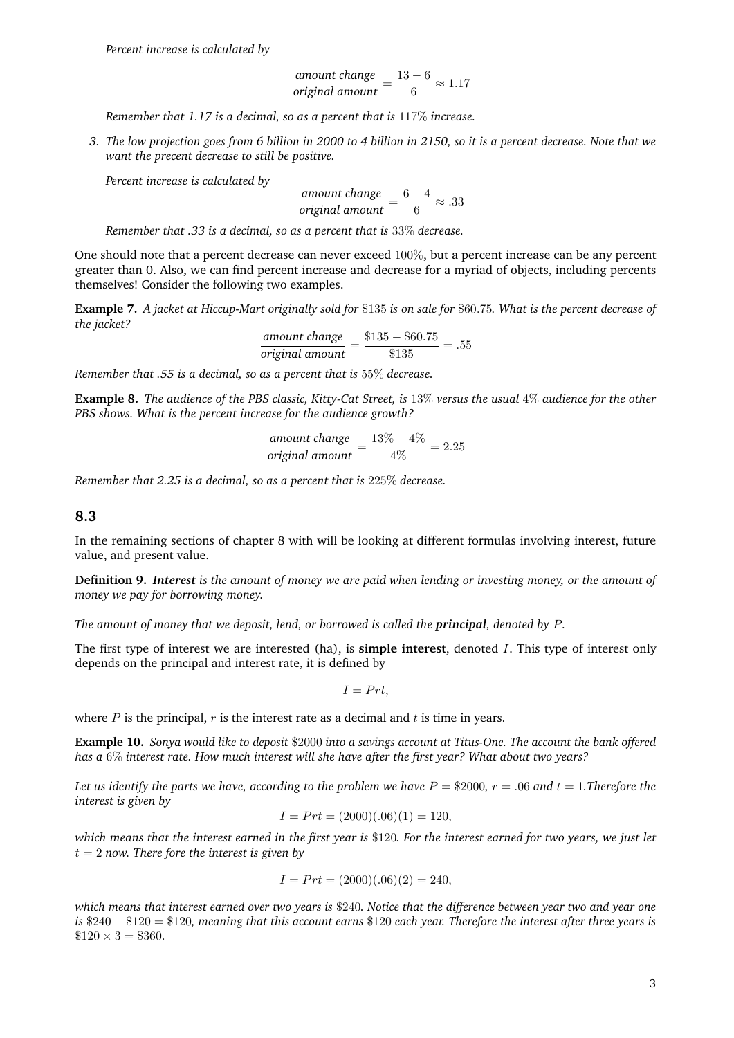*Percent increase is calculated by*

$$\frac{\textit{amount change}}{\textit{original amount}} = \frac{13-6}{6} \approx 1.17$$

*Remember that 1.17 is a decimal, so as a percent that is* $117\%$ *increase.*

3. *The low projection goes from 6 billion in 2000 to 4 billion in 2150, so it is a percent decrease. Note that we want the precent decrease to still be positive.*

   *Percent increase is calculated by*

$$\frac{\textit{amount change}}{\textit{original amount}} = \frac{6-4}{6} \approx .33$$

   *Remember that .33 is a decimal, so as a percent that is* $33\%$ *decrease.*

One should note that a percent decrease can never exceed $100\%$, but a percent increase can be any percent greater than 0. Also, we can find percent increase and decrease for a myriad of objects, including percents themselves! Consider the following two examples.

**Example 7.** *A jacket at Hiccup-Mart originally sold for* $\$135$ *is on sale for* $\$60.75$*. What is the percent decrease of the jacket?*

$$\frac{\textit{amount change}}{\textit{original amount}} = \frac{\$135 - \$60.75}{\$135} = .55$$

*Remember that .55 is a decimal, so as a percent that is* $55\%$ *decrease.*

**Example 8.** *The audience of the PBS classic, Kitty-Cat Street, is* $13\%$ *versus the usual* $4\%$ *audience for the other PBS shows. What is the percent increase for the audience growth?*

$$\frac{\textit{amount change}}{\textit{original amount}} = \frac{13\% - 4\%}{4\%} = 2.25$$

*Remember that 2.25 is a decimal, so as a percent that is* $225\%$ *decrease.*

## 8.3

In the remaining sections of chapter 8 with will be looking at different formulas involving interest, future value, and present value.

**Definition 9.** ***Interest*** *is the amount of money we are paid when lending or investing money, or the amount of money we pay for borrowing money.*

*The amount of money that we deposit, lend, or borrowed is called the* ***principal****, denoted by* $P$.

The first type of interest we are interested (ha), is **simple interest**, denoted $I$. This type of interest only depends on the principal and interest rate, it is defined by

$$I = Prt,$$

where $P$ is the principal, $r$ is the interest rate as a decimal and $t$ is time in years.

**Example 10.** *Sonya would like to deposit* $\$2000$ *into a savings account at Titus-One. The account the bank offered has a* $6\%$ *interest rate. How much interest will she have after the first year? What about two years?*

*Let us identify the parts we have, according to the problem we have* $P = \$2000$*,* $r = .06$ *and* $t = 1$*.Therefore the interest is given by*

$$I = Prt = (2000)(.06)(1) = 120,$$

*which means that the interest earned in the first year is* $\$120$*. For the interest earned for two years, we just let* $t = 2$ *now. There fore the interest is given by*

$$I = Prt = (2000)(.06)(2) = 240,$$

*which means that interest earned over two years is* $\$240$*. Notice that the difference between year two and year one is* $\$240 - \$120 = \$120$*, meaning that this account earns* $\$120$ *each year. Therefore the interest after three years is* $\$120 \times 3 = \$360$.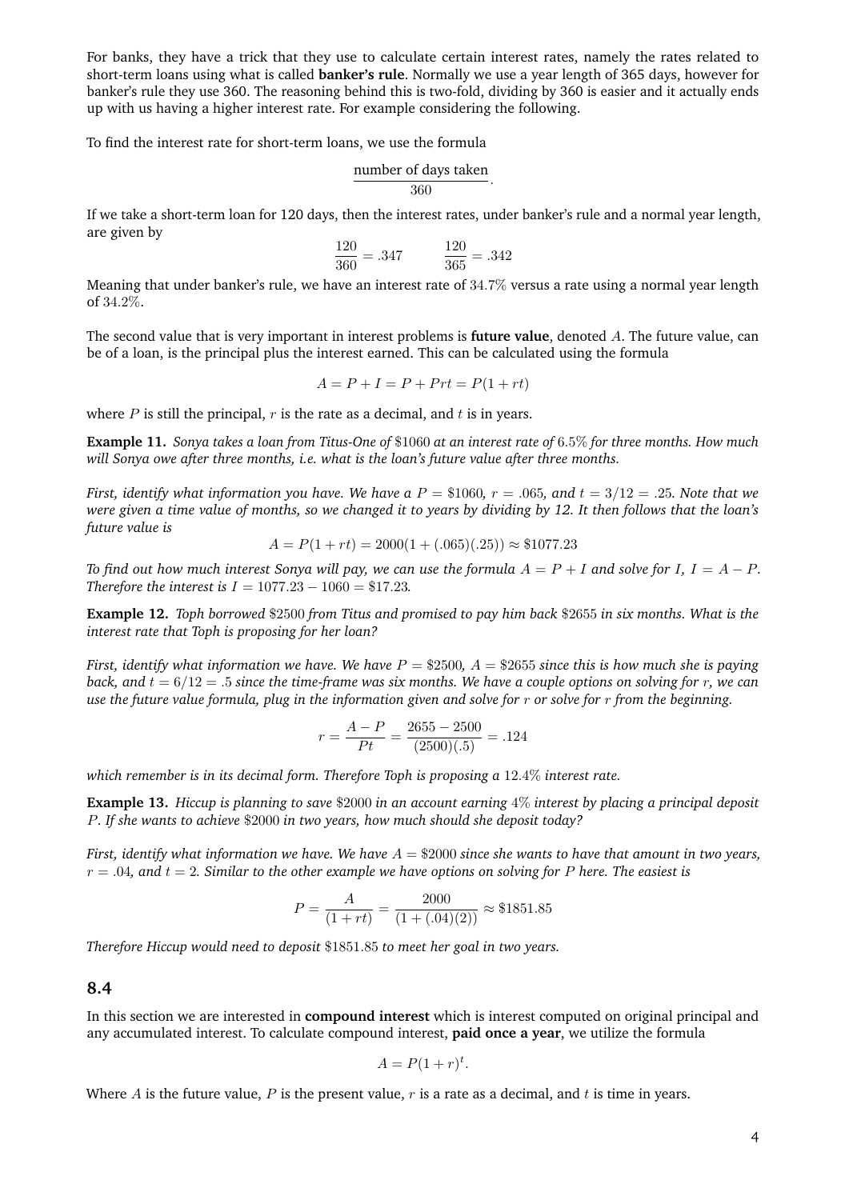For banks, they have a trick that they use to calculate certain interest rates, namely the rates related to short-term loans using what is called **banker's rule**. Normally we use a year length of 365 days, however for banker's rule they use 360. The reasoning behind this is two-fold, dividing by 360 is easier and it actually ends up with us having a higher interest rate. For example considering the following.

To find the interest rate for short-term loans, we use the formula

$$\frac{\text{number of days taken}}{360}.$$

If we take a short-term loan for 120 days, then the interest rates, under banker's rule and a normal year length, are given by

$$\frac{120}{360} = .347 \qquad \frac{120}{365} = .342$$

Meaning that under banker's rule, we have an interest rate of $34.7\%$ versus a rate using a normal year length of $34.2\%$.

The second value that is very important in interest problems is **future value**, denoted $A$. The future value, can be of a loan, is the principal plus the interest earned. This can be calculated using the formula

$$A = P + I = P + Prt = P(1 + rt)$$

where $P$ is still the principal, $r$ is the rate as a decimal, and $t$ is in years.

**Example 11.** *Sonya takes a loan from Titus-One of* $\$1060$ *at an interest rate of* $6.5\%$ *for three months. How much will Sonya owe after three months, i.e. what is the loan's future value after three months.*

*First, identify what information you have. We have a* $P = \$1060$*,* $r = .065$*, and* $t = 3/12 = .25$*. Note that we were given a time value of months, so we changed it to years by dividing by 12. It then follows that the loan's future value is*

$$A = P(1 + rt) = 2000(1 + (.065)(.25)) \approx \$1077.23$$

*To find out how much interest Sonya will pay, we can use the formula* $A = P + I$ *and solve for* $I$*,* $I = A - P$*. Therefore the interest is* $I = 1077.23 - 1060 = \$17.23$*.*

**Example 12.** *Toph borrowed* $\$2500$ *from Titus and promised to pay him back* $\$2655$ *in six months. What is the interest rate that Toph is proposing for her loan?*

*First, identify what information we have. We have* $P = \$2500$*,* $A = \$2655$ *since this is how much she is paying back, and* $t = 6/12 = .5$ *since the time-frame was six months. We have a couple options on solving for* $r$*, we can use the future value formula, plug in the information given and solve for* $r$ *or solve for* $r$ *from the beginning.*

$$r = \frac{A - P}{Pt} = \frac{2655 - 2500}{(2500)(.5)} = .124$$

*which remember is in its decimal form. Therefore Toph is proposing a* $12.4\%$ *interest rate.*

**Example 13.** *Hiccup is planning to save* $\$2000$ *in an account earning* $4\%$ *interest by placing a principal deposit* $P$*. If she wants to achieve* $\$2000$ *in two years, how much should she deposit today?*

*First, identify what information we have. We have* $A = \$2000$ *since she wants to have that amount in two years,* $r = .04$*, and* $t = 2$*. Similar to the other example we have options on solving for* $P$ *here. The easiest is*

$$P = \frac{A}{(1 + rt)} = \frac{2000}{(1 + (.04)(2))} \approx \$1851.85$$

*Therefore Hiccup would need to deposit* $\$1851.85$ *to meet her goal in two years.*

## 8.4

In this section we are interested in **compound interest** which is interest computed on original principal and any accumulated interest. To calculate compound interest, **paid once a year**, we utilize the formula

$$A = P(1 + r)^t.$$

Where $A$ is the future value, $P$ is the present value, $r$ is a rate as a decimal, and $t$ is time in years.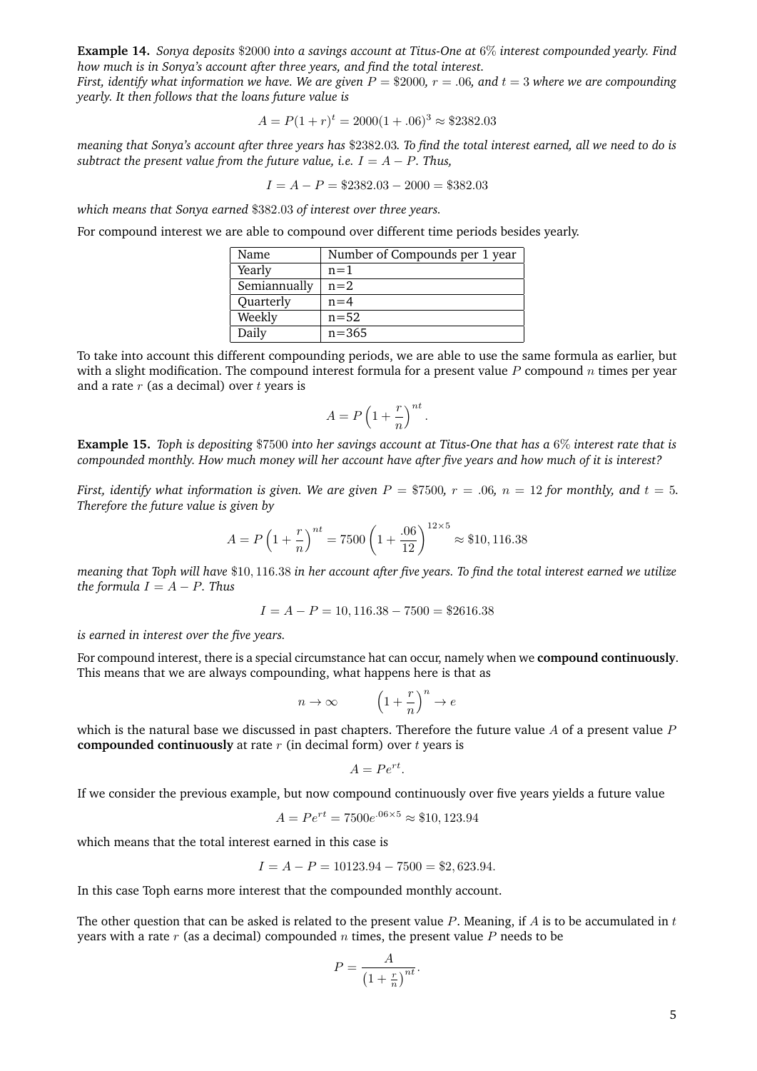**Example 14.** *Sonya deposits $\$2000$ into a savings account at Titus-One at $6\%$ interest compounded yearly. Find how much is in Sonya's account after three years, and find the total interest.*

*First, identify what information we have. We are given $P = \$2000$, $r = .06$, and $t = 3$ where we are compounding yearly. It then follows that the loans future value is*

$$A = P(1+r)^t = 2000(1+.06)^3 \approx \$2382.03$$

*meaning that Sonya's account after three years has $\$2382.03$. To find the total interest earned, all we need to do is subtract the present value from the future value, i.e. $I = A - P$. Thus,*

$$I = A - P = \$2382.03 - 2000 = \$382.03$$

*which means that Sonya earned $\$382.03$ of interest over three years.*

For compound interest we are able to compound over different time periods besides yearly.

| Name | Number of Compounds per 1 year |
|---|---|
| Yearly | n=1 |
| Semiannually | n=2 |
| Quarterly | n=4 |
| Weekly | n=52 |
| Daily | n=365 |

To take into account this different compounding periods, we are able to use the same formula as earlier, but with a slight modification. The compound interest formula for a present value $P$ compound $n$ times per year and a rate $r$ (as a decimal) over $t$ years is

$$A = P\left(1 + \frac{r}{n}\right)^{nt}.$$

**Example 15.** *Toph is depositing $\$7500$ into her savings account at Titus-One that has a $6\%$ interest rate that is compounded monthly. How much money will her account have after five years and how much of it is interest?*

*First, identify what information is given. We are given $P = \$7500$, $r = .06$, $n = 12$ for monthly, and $t = 5$. Therefore the future value is given by*

$$A = P\left(1 + \frac{r}{n}\right)^{nt} = 7500\left(1 + \frac{.06}{12}\right)^{12\times 5} \approx \$10,116.38$$

*meaning that Toph will have $\$10,116.38$ in her account after five years. To find the total interest earned we utilize the formula $I = A - P$. Thus*

$$I = A - P = 10,116.38 - 7500 = \$2616.38$$

*is earned in interest over the five years.*

For compound interest, there is a special circumstance hat can occur, namely when we **compound continuously**. This means that we are always compounding, what happens here is that as

$$n \to \infty \qquad \left(1 + \frac{r}{n}\right)^n \to e$$

which is the natural base we discussed in past chapters. Therefore the future value $A$ of a present value $P$ **compounded continuously** at rate $r$ (in decimal form) over $t$ years is

$$A = Pe^{rt}.$$

If we consider the previous example, but now compound continuously over five years yields a future value

$$A = Pe^{rt} = 7500e^{.06\times 5} \approx \$10,123.94$$

which means that the total interest earned in this case is

$$I = A - P = 10123.94 - 7500 = \$2,623.94.$$

In this case Toph earns more interest that the compounded monthly account.

The other question that can be asked is related to the present value $P$. Meaning, if $A$ is to be accumulated in $t$ years with a rate $r$ (as a decimal) compounded $n$ times, the present value $P$ needs to be

$$P = \frac{A}{\left(1 + \frac{r}{n}\right)^{nt}}.$$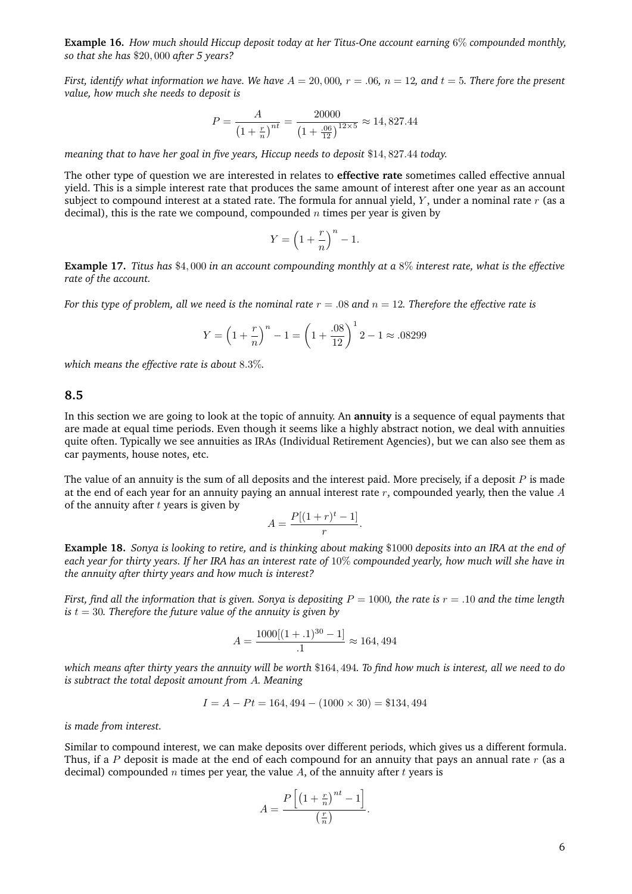**Example 16.** *How much should Hiccup deposit today at her Titus-One account earning $6\%$ compounded monthly, so that she has $\$20,000$ after 5 years?*

*First, identify what information we have. We have $A = 20,000$, $r = .06$, $n = 12$, and $t = 5$. There fore the present value, how much she needs to deposit is*

$$P = \frac{A}{\left(1 + \frac{r}{n}\right)^{nt}} = \frac{20000}{\left(1 + \frac{.06}{12}\right)^{12\times5}} \approx 14,827.44$$

*meaning that to have her goal in five years, Hiccup needs to deposit $\$14,827.44$ today.*

The other type of question we are interested in relates to **effective rate** sometimes called effective annual yield. This is a simple interest rate that produces the same amount of interest after one year as an account subject to compound interest at a stated rate. The formula for annual yield, $Y$, under a nominal rate $r$ (as a decimal), this is the rate we compound, compounded $n$ times per year is given by

$$Y = \left(1 + \frac{r}{n}\right)^{n} - 1.$$

**Example 17.** *Titus has $\$4,000$ in an account compounding monthly at a $8\%$ interest rate, what is the effective rate of the account.*

*For this type of problem, all we need is the nominal rate $r = .08$ and $n = 12$. Therefore the effective rate is*

$$Y = \left(1 + \frac{r}{n}\right)^{n} - 1 = \left(1 + \frac{.08}{12}\right)^{1} 2 - 1 \approx .08299$$

*which means the effective rate is about $8.3\%$.*

## 8.5

In this section we are going to look at the topic of annuity. An **annuity** is a sequence of equal payments that are made at equal time periods. Even though it seems like a highly abstract notion, we deal with annuities quite often. Typically we see annuities as IRAs (Individual Retirement Agencies), but we can also see them as car payments, house notes, etc.

The value of an annuity is the sum of all deposits and the interest paid. More precisely, if a deposit $P$ is made at the end of each year for an annuity paying an annual interest rate $r$, compounded yearly, then the value $A$ of the annuity after $t$ years is given by

$$A = \frac{P[(1+r)^t - 1]}{r}.$$

**Example 18.** *Sonya is looking to retire, and is thinking about making $\$1000$ deposits into an IRA at the end of each year for thirty years. If her IRA has an interest rate of $10\%$ compounded yearly, how much will she have in the annuity after thirty years and how much is interest?*

*First, find all the information that is given. Sonya is depositing $P = 1000$, the rate is $r = .10$ and the time length is $t = 30$. Therefore the future value of the annuity is given by*

$$A = \frac{1000[(1+.1)^{30} - 1]}{.1} \approx 164,494$$

*which means after thirty years the annuity will be worth $\$164,494$. To find how much is interest, all we need to do is subtract the total deposit amount from $A$. Meaning*

$$I = A - Pt = 164,494 - (1000 \times 30) = \$134,494$$

*is made from interest.*

Similar to compound interest, we can make deposits over different periods, which gives us a different formula. Thus, if a $P$ deposit is made at the end of each compound for an annuity that pays an annual rate $r$ (as a decimal) compounded $n$ times per year, the value $A$, of the annuity after $t$ years is

$$A = \frac{P\left[\left(1 + \frac{r}{n}\right)^{nt} - 1\right]}{\left(\frac{r}{n}\right)}.$$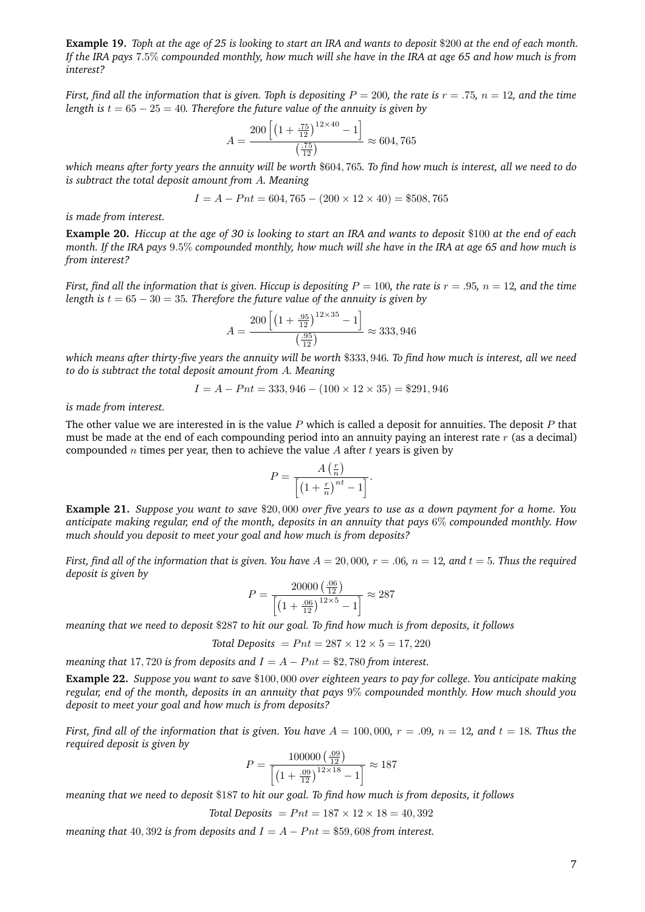**Example 19.** *Toph at the age of 25 is looking to start an IRA and wants to deposit $\$200$ at the end of each month. If the IRA pays $7.5\%$ compounded monthly, how much will she have in the IRA at age 65 and how much is from interest?*

*First, find all the information that is given. Toph is depositing $P = 200$, the rate is $r = .75$, $n = 12$, and the time length is $t = 65 - 25 = 40$. Therefore the future value of the annuity is given by*

$$A = \frac{200\left[\left(1 + \frac{.75}{12}\right)^{12\times 40} - 1\right]}{\left(\frac{.75}{12}\right)} \approx 604,765$$

*which means after forty years the annuity will be worth $\$604,765$. To find how much is interest, all we need to do is subtract the total deposit amount from $A$. Meaning*

$$I = A - Pnt = 604,765 - (200 \times 12 \times 40) = \$508,765$$

*is made from interest.*

**Example 20.** *Hiccup at the age of 30 is looking to start an IRA and wants to deposit $\$100$ at the end of each month. If the IRA pays $9.5\%$ compounded monthly, how much will she have in the IRA at age 65 and how much is from interest?*

*First, find all the information that is given. Hiccup is depositing $P = 100$, the rate is $r = .95$, $n = 12$, and the time length is $t = 65 - 30 = 35$. Therefore the future value of the annuity is given by*

$$A = \frac{200\left[\left(1 + \frac{.95}{12}\right)^{12\times 35} - 1\right]}{\left(\frac{.95}{12}\right)} \approx 333,946$$

*which means after thirty-five years the annuity will be worth $\$333,946$. To find how much is interest, all we need to do is subtract the total deposit amount from $A$. Meaning*

$$I = A - Pnt = 333,946 - (100 \times 12 \times 35) = \$291,946$$

*is made from interest.*

The other value we are interested in is the value $P$ which is called a deposit for annuities. The deposit $P$ that must be made at the end of each compounding period into an annuity paying an interest rate $r$ (as a decimal) compounded $n$ times per year, then to achieve the value $A$ after $t$ years is given by

$$P = \frac{A\left(\frac{r}{n}\right)}{\left[\left(1 + \frac{r}{n}\right)^{nt} - 1\right]}.$$

**Example 21.** *Suppose you want to save $\$20,000$ over five years to use as a down payment for a home. You anticipate making regular, end of the month, deposits in an annuity that pays $6\%$ compounded monthly. How much should you deposit to meet your goal and how much is from deposits?*

*First, find all of the information that is given. You have $A = 20,000$, $r = .06$, $n = 12$, and $t = 5$. Thus the required deposit is given by*

$$P = \frac{20000\left(\frac{.06}{12}\right)}{\left[\left(1 + \frac{.06}{12}\right)^{12\times 5} - 1\right]} \approx 287$$

*meaning that we need to deposit $\$287$ to hit our goal. To find how much is from deposits, it follows*

$$\textit{Total Deposits } = Pnt = 287 \times 12 \times 5 = 17,220$$

*meaning that $17,720$ is from deposits and $I = A - Pnt = \$2,780$ from interest.*

**Example 22.** *Suppose you want to save $\$100,000$ over eighteen years to pay for college. You anticipate making regular, end of the month, deposits in an annuity that pays $9\%$ compounded monthly. How much should you deposit to meet your goal and how much is from deposits?*

*First, find all of the information that is given. You have $A = 100,000$, $r = .09$, $n = 12$, and $t = 18$. Thus the required deposit is given by*

$$P = \frac{100000\left(\frac{.09}{12}\right)}{\left[\left(1 + \frac{.09}{12}\right)^{12\times 18} - 1\right]} \approx 187$$

*meaning that we need to deposit $\$187$ to hit our goal. To find how much is from deposits, it follows*

$$\textit{Total Deposits } = Pnt = 187 \times 12 \times 18 = 40,392$$

*meaning that $40,392$ is from deposits and $I = A - Pnt = \$59,608$ from interest.*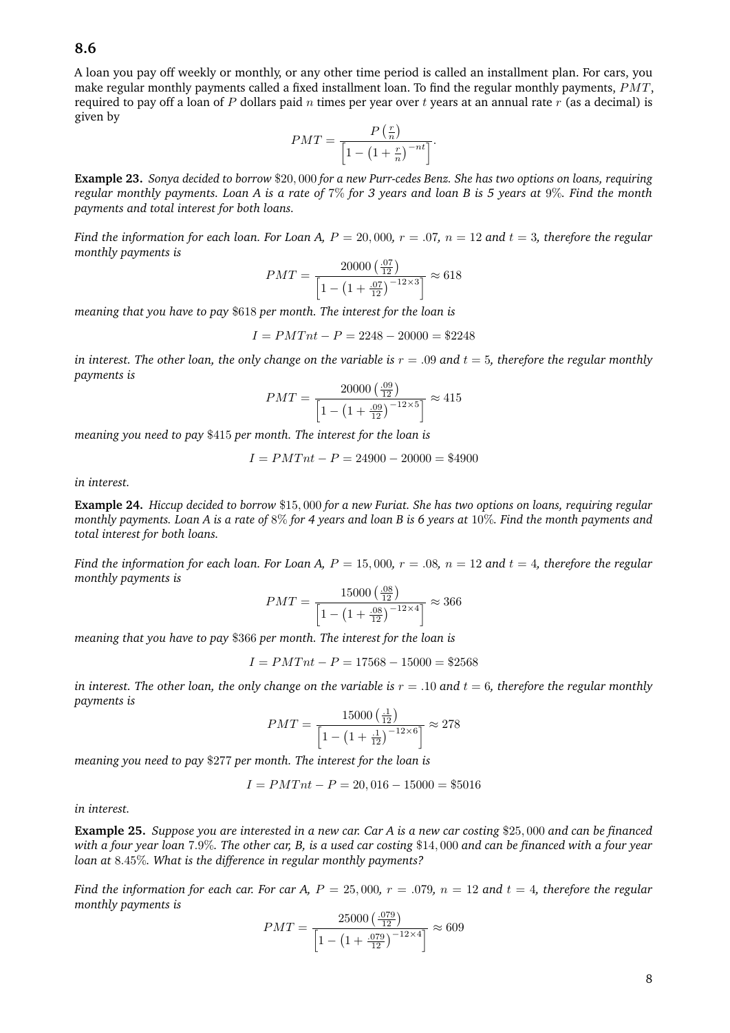## 8.6

A loan you pay off weekly or monthly, or any other time period is called an installment plan. For cars, you make regular monthly payments called a fixed installment loan. To find the regular monthly payments, $PMT$, required to pay off a loan of $P$ dollars paid $n$ times per year over $t$ years at an annual rate $r$ (as a decimal) is given by

$$PMT = \frac{P\left(\frac{r}{n}\right)}{\left[1 - \left(1 + \frac{r}{n}\right)^{-nt}\right]}.$$

**Example 23.** *Sonya decided to borrow $\$20,000$ for a new Purr-cedes Benz. She has two options on loans, requiring regular monthly payments. Loan A is a rate of $7\%$ for 3 years and loan B is 5 years at $9\%$. Find the month payments and total interest for both loans.*

*Find the information for each loan. For Loan A, $P = 20,000$, $r = .07$, $n = 12$ and $t = 3$, therefore the regular monthly payments is*

$$PMT = \frac{20000\left(\frac{.07}{12}\right)}{\left[1 - \left(1 + \frac{.07}{12}\right)^{-12\times 3}\right]} \approx 618$$

*meaning that you have to pay $\$618$ per month. The interest for the loan is*

$$I = PMTnt - P = 2248 - 20000 = \$2248$$

*in interest. The other loan, the only change on the variable is $r = .09$ and $t = 5$, therefore the regular monthly payments is*

$$PMT = \frac{20000\left(\frac{.09}{12}\right)}{\left[1 - \left(1 + \frac{.09}{12}\right)^{-12\times 5}\right]} \approx 415$$

*meaning you need to pay $\$415$ per month. The interest for the loan is*

$$I = PMTnt - P = 24900 - 20000 = \$4900$$

*in interest.*

**Example 24.** *Hiccup decided to borrow $\$15,000$ for a new Furiat. She has two options on loans, requiring regular monthly payments. Loan A is a rate of $8\%$ for 4 years and loan B is 6 years at $10\%$. Find the month payments and total interest for both loans.*

*Find the information for each loan. For Loan A, $P = 15,000$, $r = .08$, $n = 12$ and $t = 4$, therefore the regular monthly payments is*

$$PMT = \frac{15000\left(\frac{.08}{12}\right)}{\left[1 - \left(1 + \frac{.08}{12}\right)^{-12\times 4}\right]} \approx 366$$

*meaning that you have to pay $\$366$ per month. The interest for the loan is*

$$I = PMTnt - P = 17568 - 15000 = \$2568$$

*in interest. The other loan, the only change on the variable is $r = .10$ and $t = 6$, therefore the regular monthly payments is*

$$PMT = \frac{15000\left(\frac{.1}{12}\right)}{\left[1 - \left(1 + \frac{.1}{12}\right)^{-12\times 6}\right]} \approx 278$$

*meaning you need to pay $\$277$ per month. The interest for the loan is*

$$I = PMTnt - P = 20,016 - 15000 = \$5016$$

*in interest.*

**Example 25.** *Suppose you are interested in a new car. Car A is a new car costing $\$25,000$ and can be financed with a four year loan $7.9\%$. The other car, B, is a used car costing $\$14,000$ and can be financed with a four year loan at $8.45\%$. What is the difference in regular monthly payments?*

*Find the information for each car. For car A, $P = 25,000$, $r = .079$, $n = 12$ and $t = 4$, therefore the regular monthly payments is*

$$PMT = \frac{25000\left(\frac{.079}{12}\right)}{\left[1 - \left(1 + \frac{.079}{12}\right)^{-12\times 4}\right]} \approx 609$$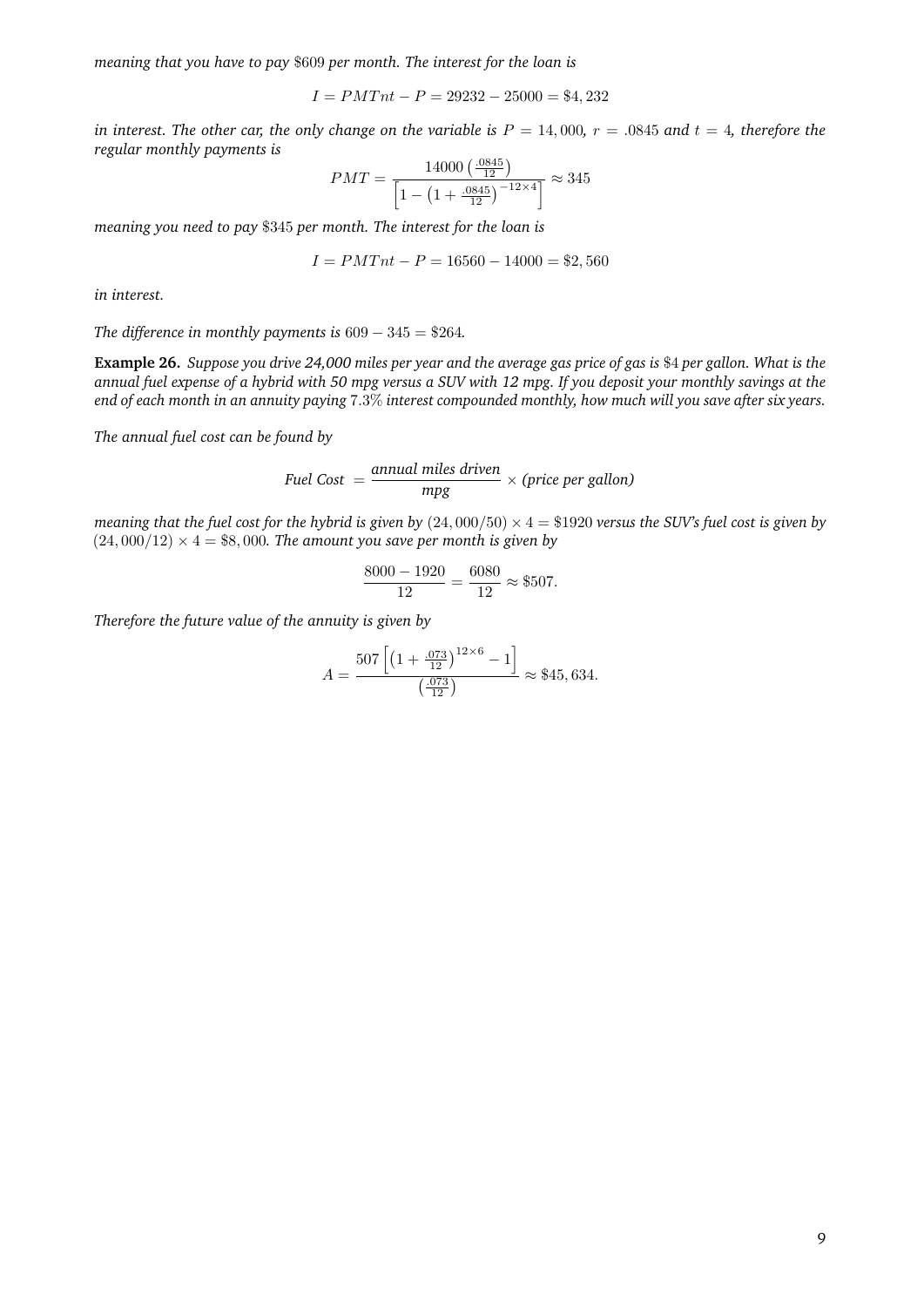*meaning that you have to pay* $609 *per month. The interest for the loan is*

$$I = PMTnt - P = 29232 - 25000 = \$4,232$$

*in interest. The other car, the only change on the variable is* $P = 14,000$, $r = .0845$ *and* $t = 4$*, therefore the regular monthly payments is*

$$PMT = \frac{14000\left(\frac{.0845}{12}\right)}{\left[1 - \left(1 + \frac{.0845}{12}\right)^{-12\times 4}\right]} \approx 345$$

*meaning you need to pay* $345 *per month. The interest for the loan is*

$$I = PMTnt - P = 16560 - 14000 = \$2,560$$

*in interest.*

*The difference in monthly payments is* $609 - 345 = \$264$*.*

**Example 26.** *Suppose you drive 24,000 miles per year and the average gas price of gas is* $4 *per gallon. What is the annual fuel expense of a hybrid with 50 mpg versus a SUV with 12 mpg. If you deposit your monthly savings at the end of each month in an annuity paying* 7.3% *interest compounded monthly, how much will you save after six years.*

*The annual fuel cost can be found by*

$$\textit{Fuel Cost} = \frac{\textit{annual miles driven}}{\textit{mpg}} \times \textit{(price per gallon)}$$

*meaning that the fuel cost for the hybrid is given by* $(24,000/50) \times 4 = \$1920$ *versus the SUV's fuel cost is given by* $(24,000/12) \times 4 = \$8,000$*. The amount you save per month is given by*

$$\frac{8000 - 1920}{12} = \frac{6080}{12} \approx \$507.$$

*Therefore the future value of the annuity is given by*

$$A = \frac{507\left[\left(1 + \frac{.073}{12}\right)^{12\times 6} - 1\right]}{\left(\frac{.073}{12}\right)} \approx \$45,634.$$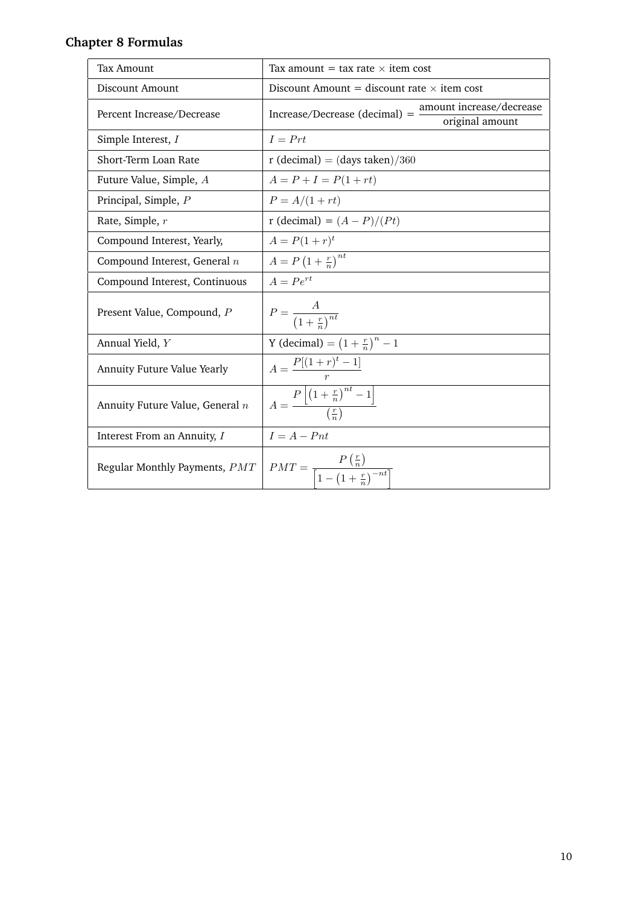**Chapter 8 Formulas**

| | |
|---|---|
| Tax Amount | Tax amount = tax rate × item cost |
| Discount Amount | Discount Amount = discount rate × item cost |
| Percent Increase/Decrease | Increase/Decrease (decimal) = $\frac{\text{amount increase/decrease}}{\text{original amount}}$ |
| Simple Interest, $I$ | $I = Prt$ |
| Short-Term Loan Rate | r (decimal) $=$ (days taken)$/360$ |
| Future Value, Simple, $A$ | $A = P + I = P(1 + rt)$ |
| Principal, Simple, $P$ | $P = A/(1 + rt)$ |
| Rate, Simple, $r$ | r (decimal) = $(A - P)/(Pt)$ |
| Compound Interest, Yearly, | $A = P(1 + r)^t$ |
| Compound Interest, General $n$ | $A = P\left(1 + \frac{r}{n}\right)^{nt}$ |
| Compound Interest, Continuous | $A = Pe^{rt}$ |
| Present Value, Compound, $P$ | $P = \frac{A}{\left(1 + \frac{r}{n}\right)^{nt}}$ |
| Annual Yield, $Y$ | Y (decimal) $= \left(1 + \frac{r}{n}\right)^n - 1$ |
| Annuity Future Value Yearly | $A = \frac{P[(1 + r)^t - 1]}{r}$ |
| Annuity Future Value, General $n$ | $A = \frac{P\left[\left(1 + \frac{r}{n}\right)^{nt} - 1\right]}{\left(\frac{r}{n}\right)}$ |
| Interest From an Annuity, $I$ | $I = A - Pnt$ |
| Regular Monthly Payments, $PMT$ | $PMT = \frac{P\left(\frac{r}{n}\right)}{\left[1 - \left(1 + \frac{r}{n}\right)^{-nt}\right]}$ |